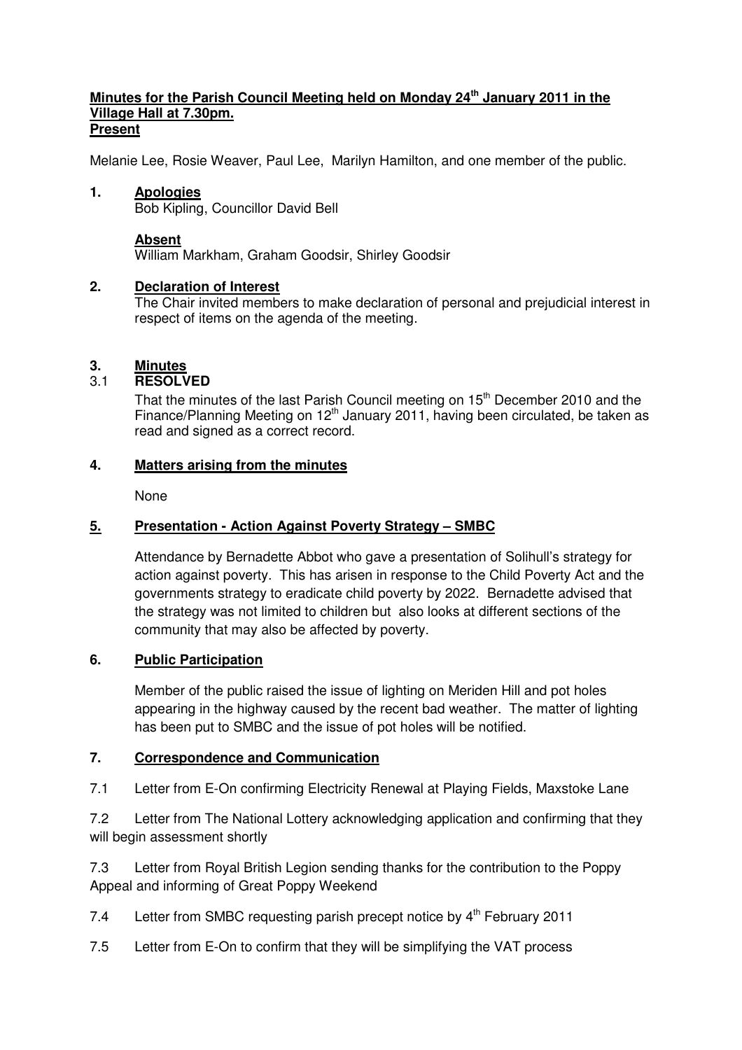**Minutes for the Parish Council Meeting held on Monday 24th January 2011 in the Village Hall at 7.30pm.**

**Present**

Melanie Lee, Rosie Weaver, Paul Lee, Marilyn Hamilton, and one member of the public.

**1. Apologies**

Bob Kipling, Councillor David Bell

**Absent**

William Markham, Graham Goodsir, Shirley Goodsir

**2. Declaration of Interest**

The Chair invited members to make declaration of personal and prejudicial interest in respect of items on the agenda of the meeting.

**3. Minutes**

3.1 **RESOLVED**

That the minutes of the last Parish Council meeting on 15th December 2010 and the Finance/Planning Meeting on 12th January 2011, having been circulated, be taken as read and signed as a correct record.

**4. Matters arising from the minutes**

None

**5. Presentation - Action Against Poverty Strategy – SMBC**

Attendance by Bernadette Abbot who gave a presentation of Solihull's strategy for action against poverty. This has arisen in response to the Child Poverty Act and the governments strategy to eradicate child poverty by 2022. Bernadette advised that the strategy was not limited to children but also looks at different sections of the community that may also be affected by poverty.

**6. Public Participation**

Member of the public raised the issue of lighting on Meriden Hill and pot holes appearing in the highway caused by the recent bad weather. The matter of lighting has been put to SMBC and the issue of pot holes will be notified.

**7. Correspondence and Communication**

7.1 Letter from E-On confirming Electricity Renewal at Playing Fields, Maxstoke Lane

7.2 Letter from The National Lottery acknowledging application and confirming that they will begin assessment shortly

7.3 Letter from Royal British Legion sending thanks for the contribution to the Poppy Appeal and informing of Great Poppy Weekend

7.4 Letter from SMBC requesting parish precept notice by 4th February 2011

7.5 Letter from E-On to confirm that they will be simplifying the VAT process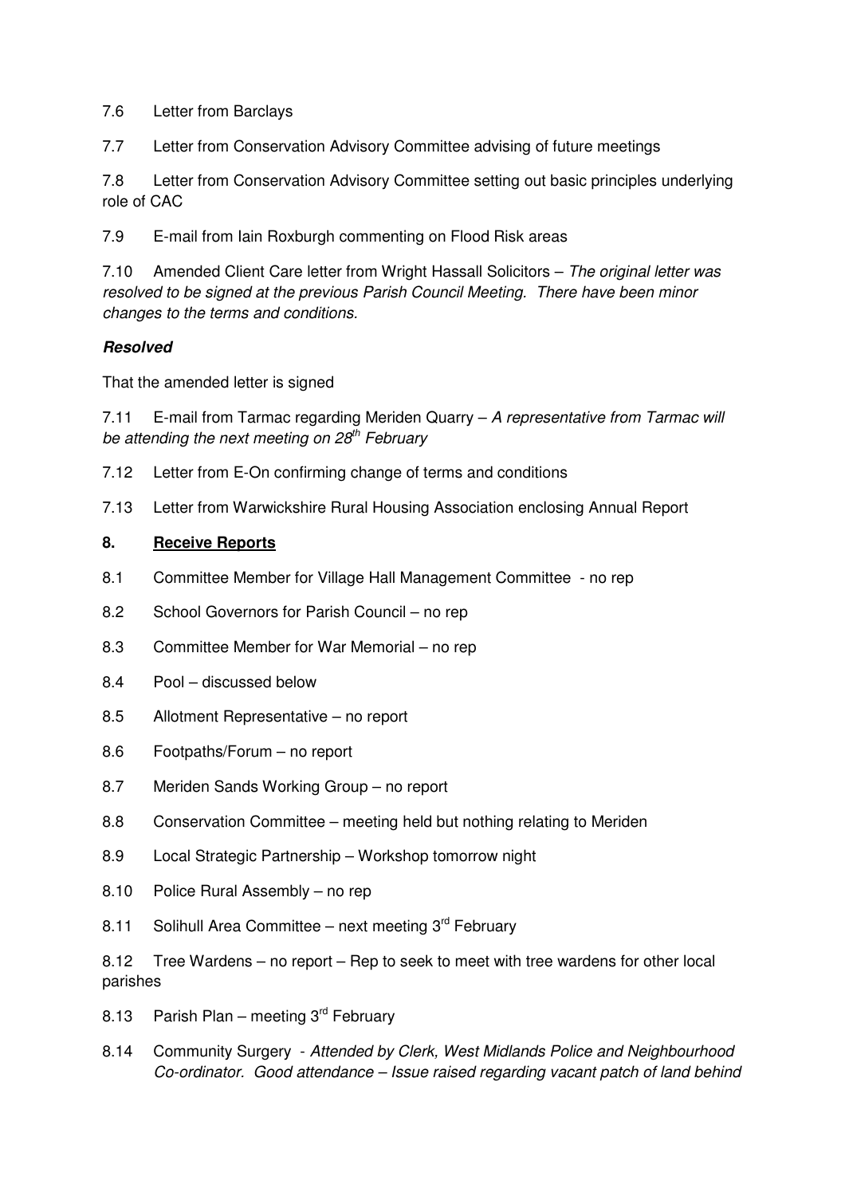7.6 Letter from Barclays

7.7 Letter from Conservation Advisory Committee advising of future meetings

7.8 Letter from Conservation Advisory Committee setting out basic principles underlying role of CAC

7.9 E-mail from Iain Roxburgh commenting on Flood Risk areas

7.10 Amended Client Care letter from Wright Hassall Solicitors – *The original letter was resolved to be signed at the previous Parish Council Meeting. There have been minor changes to the terms and conditions.*

***Resolved***

That the amended letter is signed

7.11 E-mail from Tarmac regarding Meriden Quarry – *A representative from Tarmac will be attending the next meeting on 28th February*

7.12 Letter from E-On confirming change of terms and conditions

7.13 Letter from Warwickshire Rural Housing Association enclosing Annual Report

## 8. Receive Reports

8.1 Committee Member for Village Hall Management Committee - no rep

8.2 School Governors for Parish Council – no rep

8.3 Committee Member for War Memorial – no rep

8.4 Pool – discussed below

8.5 Allotment Representative – no report

8.6 Footpaths/Forum – no report

8.7 Meriden Sands Working Group – no report

8.8 Conservation Committee – meeting held but nothing relating to Meriden

8.9 Local Strategic Partnership – Workshop tomorrow night

8.10 Police Rural Assembly – no rep

8.11 Solihull Area Committee – next meeting 3rd February

8.12 Tree Wardens – no report – Rep to seek to meet with tree wardens for other local parishes

8.13 Parish Plan – meeting 3rd February

8.14 Community Surgery - *Attended by Clerk, West Midlands Police and Neighbourhood Co-ordinator. Good attendance – Issue raised regarding vacant patch of land behind*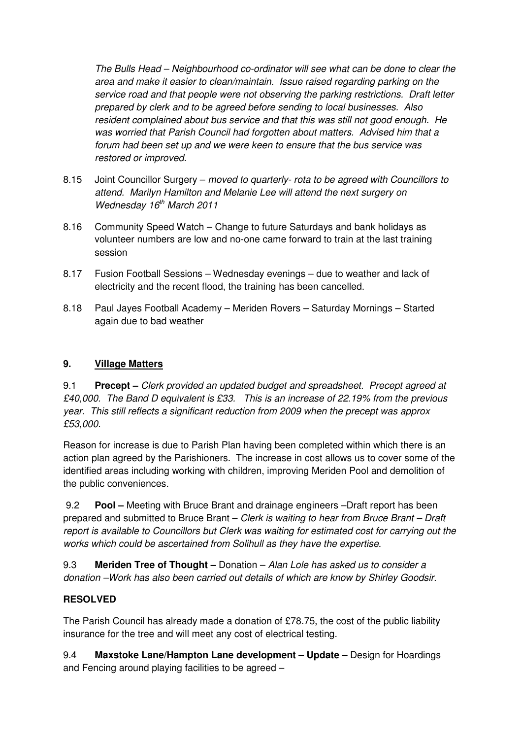*The Bulls Head – Neighbourhood co-ordinator will see what can be done to clear the area and make it easier to clean/maintain. Issue raised regarding parking on the service road and that people were not observing the parking restrictions. Draft letter prepared by clerk and to be agreed before sending to local businesses. Also resident complained about bus service and that this was still not good enough. He was worried that Parish Council had forgotten about matters. Advised him that a forum had been set up and we were keen to ensure that the bus service was restored or improved.*

8.15 Joint Councillor Surgery – *moved to quarterly- rota to be agreed with Councillors to attend. Marilyn Hamilton and Melanie Lee will attend the next surgery on Wednesday 16th March 2011*

8.16 Community Speed Watch – Change to future Saturdays and bank holidays as volunteer numbers are low and no-one came forward to train at the last training session

8.17 Fusion Football Sessions – Wednesday evenings – due to weather and lack of electricity and the recent flood, the training has been cancelled.

8.18 Paul Jayes Football Academy – Meriden Rovers – Saturday Mornings – Started again due to bad weather

## 9. Village Matters

9.1 **Precept –** *Clerk provided an updated budget and spreadsheet. Precept agreed at £40,000. The Band D equivalent is £33. This is an increase of 22.19% from the previous year. This still reflects a significant reduction from 2009 when the precept was approx £53,000.*

Reason for increase is due to Parish Plan having been completed within which there is an action plan agreed by the Parishioners. The increase in cost allows us to cover some of the identified areas including working with children, improving Meriden Pool and demolition of the public conveniences.

9.2 **Pool –** Meeting with Bruce Brant and drainage engineers –Draft report has been prepared and submitted to Bruce Brant – *Clerk is waiting to hear from Bruce Brant – Draft report is available to Councillors but Clerk was waiting for estimated cost for carrying out the works which could be ascertained from Solihull as they have the expertise.*

9.3 **Meriden Tree of Thought –** Donation – *Alan Lole has asked us to consider a donation –Work has also been carried out details of which are know by Shirley Goodsir.*

**RESOLVED**

The Parish Council has already made a donation of £78.75, the cost of the public liability insurance for the tree and will meet any cost of electrical testing.

9.4 **Maxstoke Lane/Hampton Lane development – Update –** Design for Hoardings and Fencing around playing facilities to be agreed –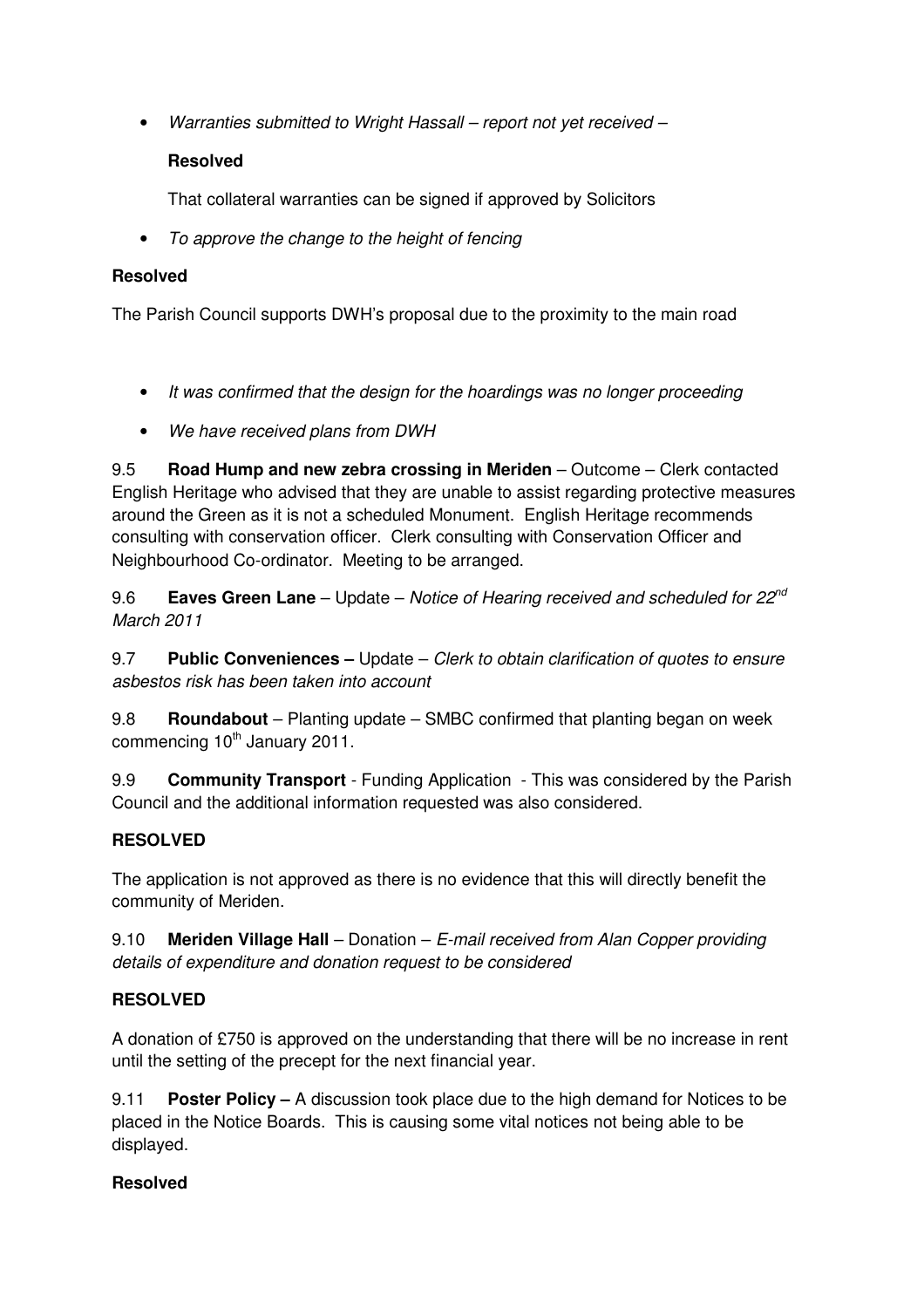- *Warranties submitted to Wright Hassall – report not yet received –*

  **Resolved**

  That collateral warranties can be signed if approved by Solicitors

- *To approve the change to the height of fencing*

**Resolved**

The Parish Council supports DWH's proposal due to the proximity to the main road

- *It was confirmed that the design for the hoardings was no longer proceeding*
- *We have received plans from DWH*

9.5 **Road Hump and new zebra crossing in Meriden** – Outcome – Clerk contacted English Heritage who advised that they are unable to assist regarding protective measures around the Green as it is not a scheduled Monument. English Heritage recommends consulting with conservation officer. Clerk consulting with Conservation Officer and Neighbourhood Co-ordinator. Meeting to be arranged.

9.6 **Eaves Green Lane** – Update – *Notice of Hearing received and scheduled for 22nd March 2011*

9.7 **Public Conveniences –** Update – *Clerk to obtain clarification of quotes to ensure asbestos risk has been taken into account*

9.8 **Roundabout** – Planting update – SMBC confirmed that planting began on week commencing 10th January 2011.

9.9 **Community Transport** - Funding Application - This was considered by the Parish Council and the additional information requested was also considered.

**RESOLVED**

The application is not approved as there is no evidence that this will directly benefit the community of Meriden.

9.10 **Meriden Village Hall** – Donation – *E-mail received from Alan Copper providing details of expenditure and donation request to be considered*

**RESOLVED**

A donation of £750 is approved on the understanding that there will be no increase in rent until the setting of the precept for the next financial year.

9.11 **Poster Policy –** A discussion took place due to the high demand for Notices to be placed in the Notice Boards. This is causing some vital notices not being able to be displayed.

**Resolved**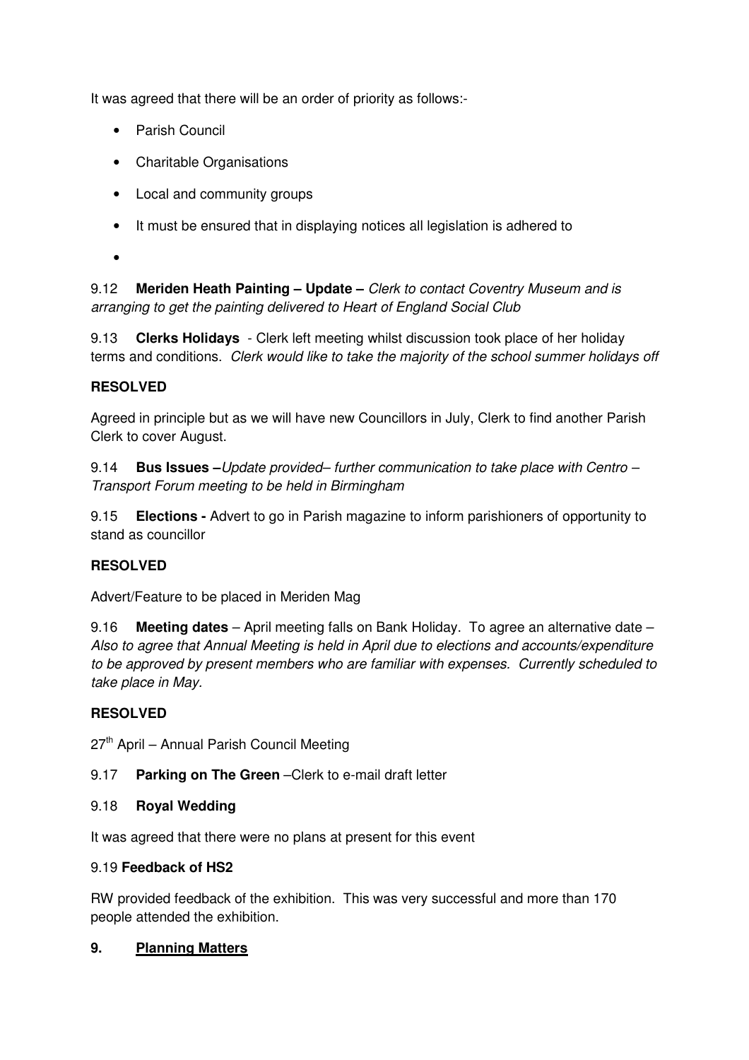It was agreed that there will be an order of priority as follows:-

- Parish Council
- Charitable Organisations
- Local and community groups
- It must be ensured that in displaying notices all legislation is adhered to
-

9.12 **Meriden Heath Painting – Update –** *Clerk to contact Coventry Museum and is arranging to get the painting delivered to Heart of England Social Club*

9.13 **Clerks Holidays** - Clerk left meeting whilst discussion took place of her holiday terms and conditions. *Clerk would like to take the majority of the school summer holidays off*

**RESOLVED**

Agreed in principle but as we will have new Councillors in July, Clerk to find another Parish Clerk to cover August.

9.14 **Bus Issues –***Update provided– further communication to take place with Centro – Transport Forum meeting to be held in Birmingham*

9.15 **Elections -** Advert to go in Parish magazine to inform parishioners of opportunity to stand as councillor

**RESOLVED**

Advert/Feature to be placed in Meriden Mag

9.16 **Meeting dates** – April meeting falls on Bank Holiday. To agree an alternative date – *Also to agree that Annual Meeting is held in April due to elections and accounts/expenditure to be approved by present members who are familiar with expenses. Currently scheduled to take place in May.*

**RESOLVED**

27th April – Annual Parish Council Meeting

9.17 **Parking on The Green** –Clerk to e-mail draft letter

9.18 **Royal Wedding**

It was agreed that there were no plans at present for this event

9.19 **Feedback of HS2**

RW provided feedback of the exhibition. This was very successful and more than 170 people attended the exhibition.

**9. Planning Matters**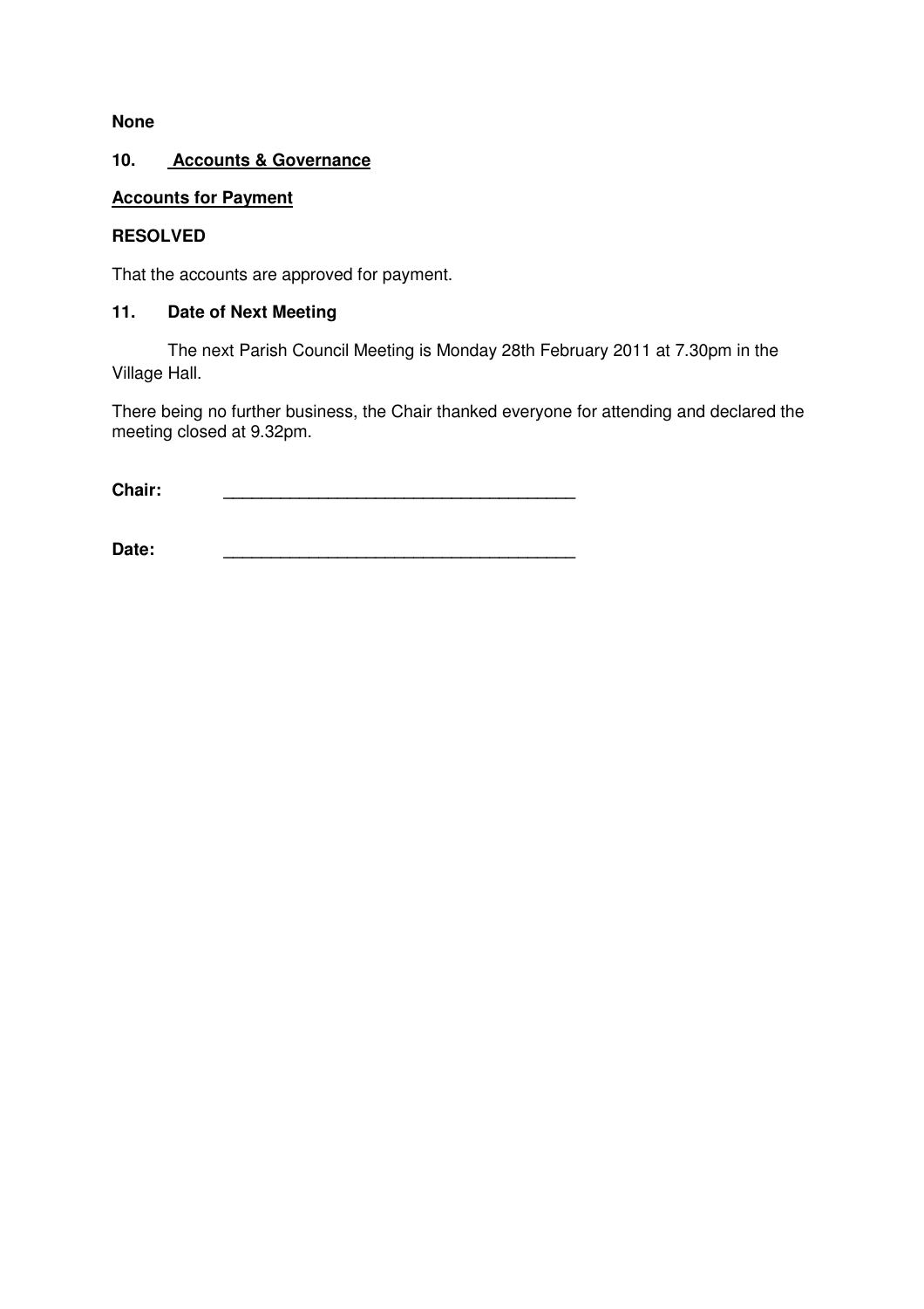**None**

## 10. Accounts & Governance

**Accounts for Payment**

**RESOLVED**

That the accounts are approved for payment.

## 11. Date of Next Meeting

The next Parish Council Meeting is Monday 28th February 2011 at 7.30pm in the Village Hall.

There being no further business, the Chair thanked everyone for attending and declared the meeting closed at 9.32pm.

**Chair:** ____________________________________

**Date:** ____________________________________